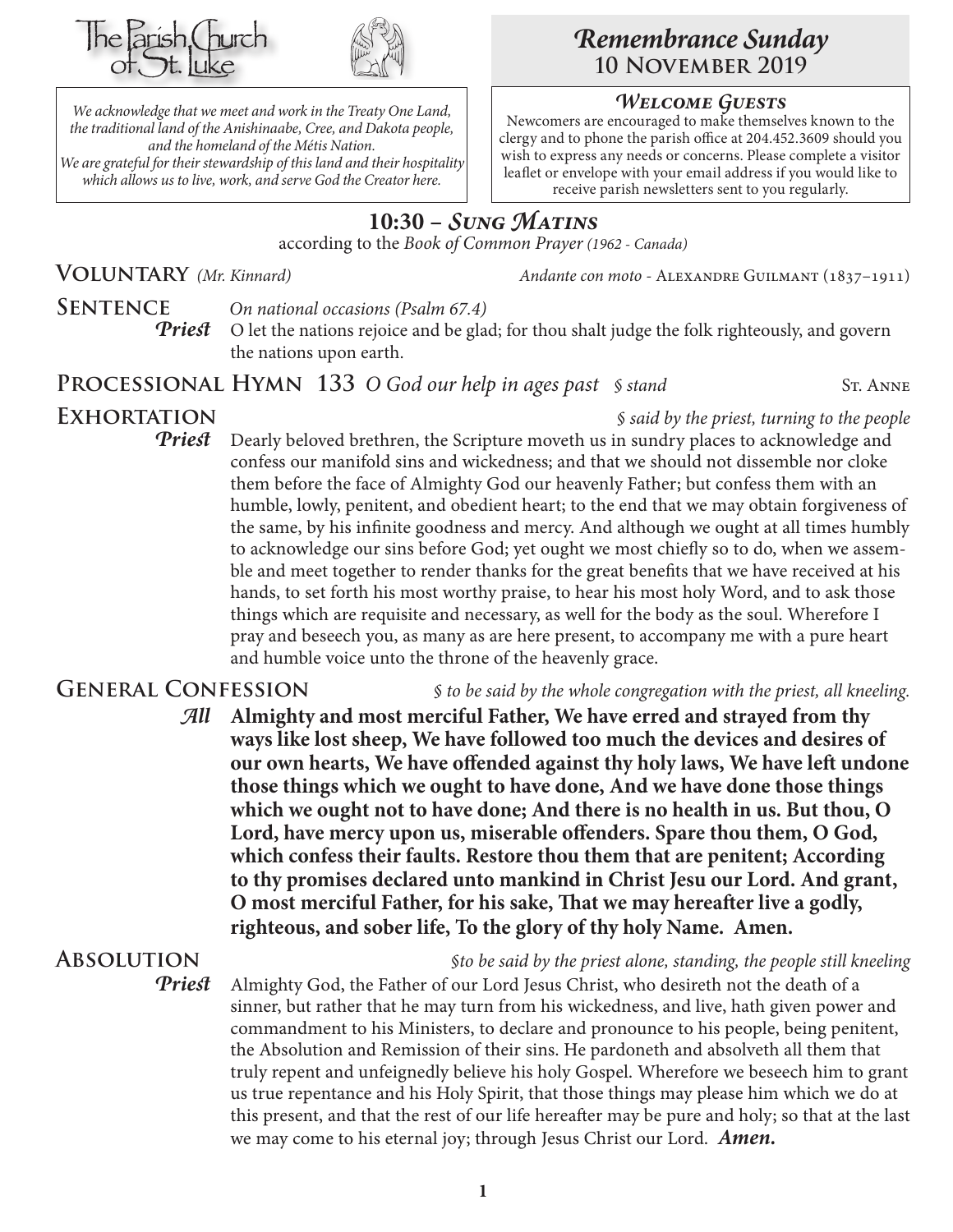The Parish Church of St. Luke

*We acknowledge that we meet and work in the Treaty One Land, the traditional land of the Anishinaabe, Cree, and Dakota people, and the homeland of the Métis Nation. We are grateful for their stewardship of this land and their hospitality which allows us to live, work, and serve God the Creator here.*

# *Remembrance Sunday*
## 10 November 2019

### *Welcome Guests*

Newcomers are encouraged to make themselves known to the clergy and to phone the parish office at 204.452.3609 should you wish to express any needs or concerns. Please complete a visitor leaflet or envelope with your email address if you would like to receive parish newsletters sent to you regularly.

## 10:30 – *Sung Matins*

according to the *Book of Common Prayer (1962 - Canada)*

**Voluntary** *(Mr. Kinnard)* *Andante con moto* - Alexandre Guilmant (1837–1911)

**Sentence** *On national occasions (Psalm 67.4)*

*Priest* O let the nations rejoice and be glad; for thou shalt judge the folk righteously, and govern the nations upon earth.

**Processional Hymn 133** *O God our help in ages past § stand* St. Anne

**Exhortation** *§ said by the priest, turning to the people*

*Priest* Dearly beloved brethren, the Scripture moveth us in sundry places to acknowledge and confess our manifold sins and wickedness; and that we should not dissemble nor cloke them before the face of Almighty God our heavenly Father; but confess them with an humble, lowly, penitent, and obedient heart; to the end that we may obtain forgiveness of the same, by his infinite goodness and mercy. And although we ought at all times humbly to acknowledge our sins before God; yet ought we most chiefly so to do, when we assemble and meet together to render thanks for the great benefits that we have received at his hands, to set forth his most worthy praise, to hear his most holy Word, and to ask those things which are requisite and necessary, as well for the body as the soul. Wherefore I pray and beseech you, as many as are here present, to accompany me with a pure heart and humble voice unto the throne of the heavenly grace.

**General Confession** *§ to be said by the whole congregation with the priest, all kneeling.*

*All* **Almighty and most merciful Father, We have erred and strayed from thy ways like lost sheep, We have followed too much the devices and desires of our own hearts, We have offended against thy holy laws, We have left undone those things which we ought to have done, And we have done those things which we ought not to have done; And there is no health in us. But thou, O Lord, have mercy upon us, miserable offenders. Spare thou them, O God, which confess their faults. Restore thou them that are penitent; According to thy promises declared unto mankind in Christ Jesu our Lord. And grant, O most merciful Father, for his sake, That we may hereafter live a godly, righteous, and sober life, To the glory of thy holy Name. Amen.**

**Absolution** *§to be said by the priest alone, standing, the people still kneeling*

*Priest* Almighty God, the Father of our Lord Jesus Christ, who desireth not the death of a sinner, but rather that he may turn from his wickedness, and live, hath given power and commandment to his Ministers, to declare and pronounce to his people, being penitent, the Absolution and Remission of their sins. He pardoneth and absolveth all them that truly repent and unfeignedly believe his holy Gospel. Wherefore we beseech him to grant us true repentance and his Holy Spirit, that those things may please him which we do at this present, and that the rest of our life hereafter may be pure and holy; so that at the last we may come to his eternal joy; through Jesus Christ our Lord. ***Amen.***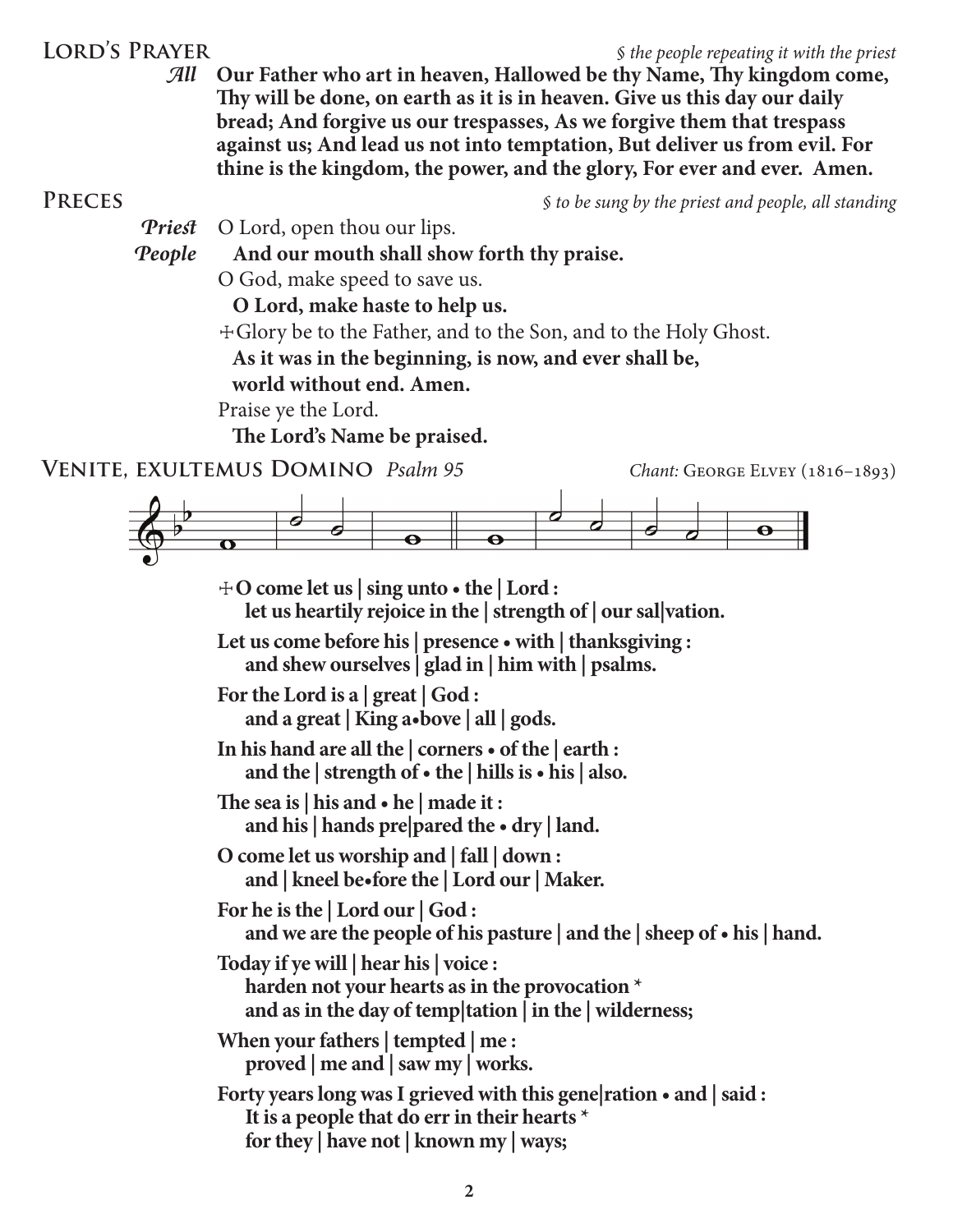## Lord's Prayer

*§ the people repeating it with the priest*

*All* **Our Father who art in heaven, Hallowed be thy Name, Thy kingdom come, Thy will be done, on earth as it is in heaven. Give us this day our daily bread; And forgive us our trespasses, As we forgive them that trespass against us; And lead us not into temptation, But deliver us from evil. For thine is the kingdom, the power, and the glory, For ever and ever. Amen.**

## Preces

*§ to be sung by the priest and people, all standing*

*Priest* O Lord, open thou our lips.
*People* **And our mouth shall show forth thy praise.**

O God, make speed to save us.
**O Lord, make haste to help us.**

☩Glory be to the Father, and to the Son, and to the Holy Ghost.
**As it was in the beginning, is now, and ever shall be,**
**world without end. Amen.**

Praise ye the Lord.
**The Lord's Name be praised.**

## Venite, exultemus Domino *Psalm 95*

*Chant:* George Elvey (1816–1893)

**☩O come let us | sing unto • the | Lord :**
**let us heartily rejoice in the | strength of | our sal|vation.**

**Let us come before his | presence • with | thanksgiving :**
**and shew ourselves | glad in | him with | psalms.**

**For the Lord is a | great | God :**
**and a great | King a•bove | all | gods.**

**In his hand are all the | corners • of the | earth :**
**and the | strength of • the | hills is • his | also.**

**The sea is | his and • he | made it :**
**and his | hands pre|pared the • dry | land.**

**O come let us worship and | fall | down :**
**and | kneel be•fore the | Lord our | Maker.**

**For he is the | Lord our | God :**
**and we are the people of his pasture | and the | sheep of • his | hand.**

**Today if ye will | hear his | voice :**
**harden not your hearts as in the provocation \***
**and as in the day of temp|tation | in the | wilderness;**

**When your fathers | tempted | me :**
**proved | me and | saw my | works.**

**Forty years long was I grieved with this gene|ration • and | said :**
**It is a people that do err in their hearts \***
**for they | have not | known my | ways;**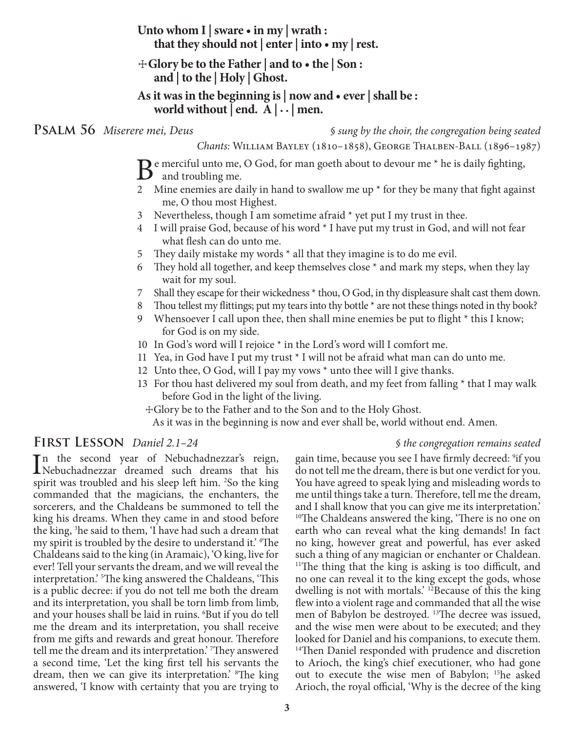**Unto whom I | sware • in my | wrath :**
**that they should not | enter | into • my | rest.**

**☩ Glory be to the Father | and to • the | Son :**
**and | to the | Holy | Ghost.**

**As it was in the beginning is | now and • ever | shall be :**
**world without | end. A | • • | men.**

## Psalm 56 *Miserere mei, Deus*

*§ sung by the choir, the congregation being seated*

*Chants:* William Bayley (1810–1858), George Thalben-Ball (1896–1987)

Be merciful unto me, O God, for man goeth about to devour me * he is daily fighting, and troubling me.

2 Mine enemies are daily in hand to swallow me up * for they be many that fight against me, O thou most Highest.

3 Nevertheless, though I am sometime afraid * yet put I my trust in thee.

4 I will praise God, because of his word * I have put my trust in God, and will not fear what flesh can do unto me.

5 They daily mistake my words * all that they imagine is to do me evil.

6 They hold all together, and keep themselves close * and mark my steps, when they lay wait for my soul.

7 Shall they escape for their wickedness * thou, O God, in thy displeasure shalt cast them down.

8 Thou tellest my flittings; put my tears into thy bottle * are not these things noted in thy book?

9 Whensoever I call upon thee, then shall mine enemies be put to flight * this I know; for God is on my side.

10 In God's word will I rejoice * in the Lord's word will I comfort me.

11 Yea, in God have I put my trust * I will not be afraid what man can do unto me.

12 Unto thee, O God, will I pay my vows * unto thee will I give thanks.

13 For thou hast delivered my soul from death, and my feet from falling * that I may walk before God in the light of the living.

☩ Glory be to the Father and to the Son and to the Holy Ghost.
As it was in the beginning is now and ever shall be, world without end. Amen.

## First Lesson *Daniel 2.1–24*

*§ the congregation remains seated*

In the second year of Nebuchadnezzar's reign, Nebuchadnezzar dreamed such dreams that his spirit was troubled and his sleep left him. [2]So the king commanded that the magicians, the enchanters, the sorcerers, and the Chaldeans be summoned to tell the king his dreams. When they came in and stood before the king, [3]he said to them, 'I have had such a dream that my spirit is troubled by the desire to understand it.' [4]The Chaldeans said to the king (in Aramaic), 'O king, live for ever! Tell your servants the dream, and we will reveal the interpretation.' [5]The king answered the Chaldeans, 'This is a public decree: if you do not tell me both the dream and its interpretation, you shall be torn limb from limb, and your houses shall be laid in ruins. [6]But if you do tell me the dream and its interpretation, you shall receive from me gifts and rewards and great honour. Therefore tell me the dream and its interpretation.' [7]They answered a second time, 'Let the king first tell his servants the dream, then we can give its interpretation.' [8]The king answered, 'I know with certainty that you are trying to gain time, because you see I have firmly decreed: [9]if you do not tell me the dream, there is but one verdict for you. You have agreed to speak lying and misleading words to me until things take a turn. Therefore, tell me the dream, and I shall know that you can give me its interpretation.' [10]The Chaldeans answered the king, 'There is no one on earth who can reveal what the king demands! In fact no king, however great and powerful, has ever asked such a thing of any magician or enchanter or Chaldean. [11]The thing that the king is asking is too difficult, and no one can reveal it to the king except the gods, whose dwelling is not with mortals.' [12]Because of this the king flew into a violent rage and commanded that all the wise men of Babylon be destroyed. [13]The decree was issued, and the wise men were about to be executed; and they looked for Daniel and his companions, to execute them. [14]Then Daniel responded with prudence and discretion to Arioch, the king's chief executioner, who had gone out to execute the wise men of Babylon; [15]he asked Arioch, the royal official, 'Why is the decree of the king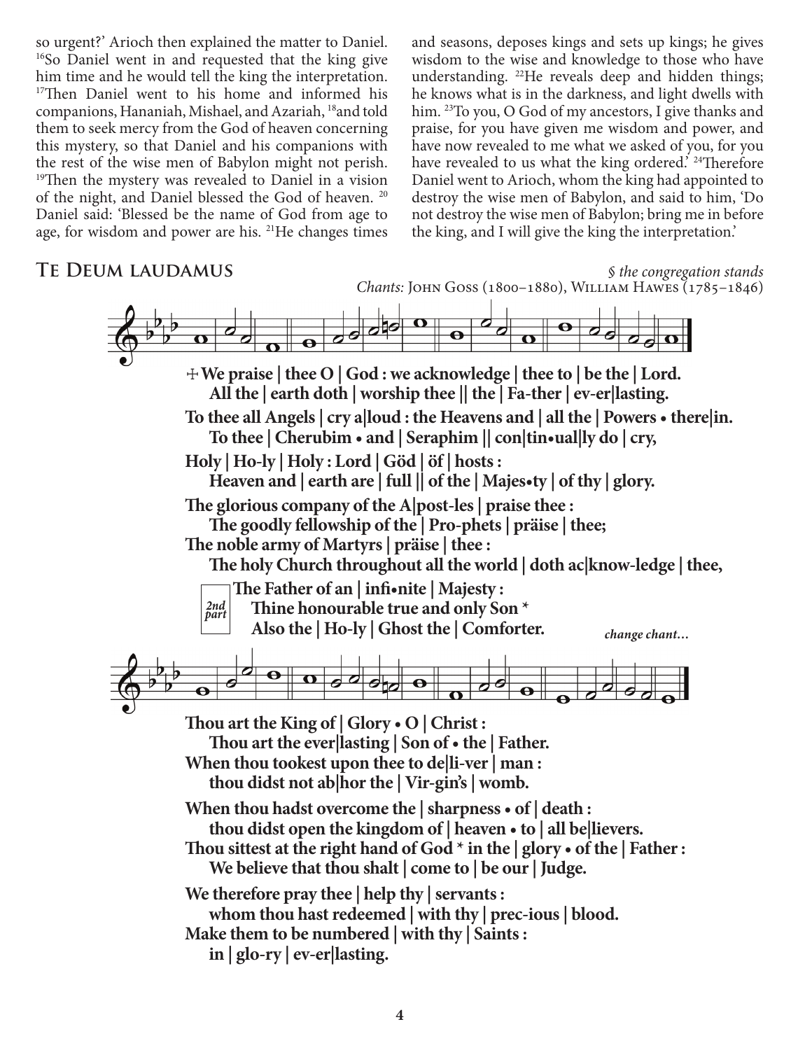so urgent?' Arioch then explained the matter to Daniel. [16]So Daniel went in and requested that the king give him time and he would tell the king the interpretation. [17]Then Daniel went to his home and informed his companions, Hananiah, Mishael, and Azariah, [18]and told them to seek mercy from the God of heaven concerning this mystery, so that Daniel and his companions with the rest of the wise men of Babylon might not perish. [19]Then the mystery was revealed to Daniel in a vision of the night, and Daniel blessed the God of heaven. [20] Daniel said: 'Blessed be the name of God from age to age, for wisdom and power are his. [21]He changes times and seasons, deposes kings and sets up kings; he gives wisdom to the wise and knowledge to those who have understanding. [22]He reveals deep and hidden things; he knows what is in the darkness, and light dwells with him. [23]To you, O God of my ancestors, I give thanks and praise, for you have given me wisdom and power, and have now revealed to me what we asked of you, for you have revealed to us what the king ordered.' [24]Therefore Daniel went to Arioch, whom the king had appointed to destroy the wise men of Babylon, and said to him, 'Do not destroy the wise men of Babylon; bring me in before the king, and I will give the king the interpretation.'

## Te Deum laudamus

*§ the congregation stands*

*Chants:* John Goss (1800–1880), William Hawes (1785–1846)

**☩ We praise | thee O | God : we acknowledge | thee to | be the | Lord.**
**All the | earth doth | worship thee || the | Fa-ther | ev-er|lasting.**
**To thee all Angels | cry a|loud : the Heavens and | all the | Powers • there|in.**
**To thee | Cherubim • and | Seraphim || con|tin•ual|ly do | cry,**
**Holy | Ho-ly | Holy : Lord | Gōd | ōf | hosts :**
**Heaven and | earth are | full || of the | Majes•ty | of thy | glory.**
**The glorious company of the A|post-les | praise thee :**
**The goodly fellowship of the | Pro-phets | prāise | thee;**
**The noble army of Martyrs | prāise | thee :**
**The holy Church throughout all the world | doth ac|know-ledge | thee,**

*2nd part*
**The Father of an | infi•nite | Majesty :**
**Thine honourable true and only Son ***
**Also the | Ho-ly | Ghost the | Comforter.**

*change chant…*

**Thou art the King of | Glory • O | Christ :**
**Thou art the ever|lasting | Son of • the | Father.**
**When thou tookest upon thee to de|li-ver | man :**
**thou didst not ab|hor the | Vir-gin's | womb.**
**When thou hadst overcome the | sharpness • of | death :**
**thou didst open the kingdom of | heaven • to | all be|lievers.**
**Thou sittest at the right hand of God * in the | glory • of the | Father :**
**We believe that thou shalt | come to | be our | Judge.**
**We therefore pray thee | help thy | servants :**
**whom thou hast redeemed | with thy | prec-ious | blood.**
**Make them to be numbered | with thy | Saints :**
**in | glo-ry | ev-er|lasting.**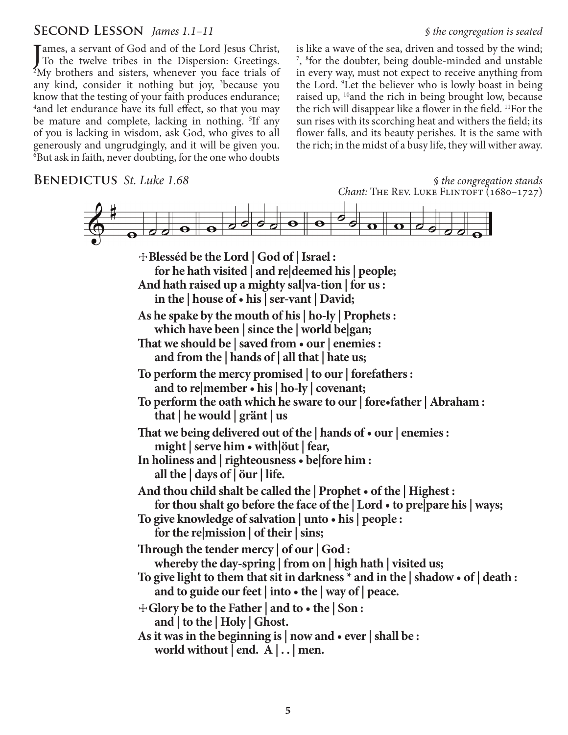## Second Lesson *James 1.1–11*

*§ the congregation is seated*

James, a servant of God and of the Lord Jesus Christ, To the twelve tribes in the Dispersion: Greetings. [2]My brothers and sisters, whenever you face trials of any kind, consider it nothing but joy, [3]because you know that the testing of your faith produces endurance; [4]and let endurance have its full effect, so that you may be mature and complete, lacking in nothing. [5]If any of you is lacking in wisdom, ask God, who gives to all generously and ungrudgingly, and it will be given you. [6]But ask in faith, never doubting, for the one who doubts is like a wave of the sea, driven and tossed by the wind; [7], [8]for the doubter, being double-minded and unstable in every way, must not expect to receive anything from the Lord. [9]Let the believer who is lowly boast in being raised up, [10]and the rich in being brought low, because the rich will disappear like a flower in the field. [11]For the sun rises with its scorching heat and withers the field; its flower falls, and its beauty perishes. It is the same with the rich; in the midst of a busy life, they will wither away.

## Benedictus *St. Luke 1.68*

*§ the congregation stands*

*Chant:* The Rev. Luke Flintoft (1680–1727)

**☩ Blesséd be the Lord | God of | Israel :**
**for he hath visited | and re|deemed his | people;**
**And hath raised up a mighty sal|va-tion | for us :**
**in the | house of • his | ser-vant | David;**

**As he spake by the mouth of his | ho-ly | Prophets :**
**which have been | since the | world be|gan;**
**That we should be | saved from • our | enemies :**
**and from the | hands of | all that | hate us;**

**To perform the mercy promised | to our | forefathers :**
**and to re|member • his | ho-ly | covenant;**
**To perform the oath which he sware to our | fore•father | Abraham :**
**that | he would | gränt | us**

**That we being delivered out of the | hands of • our | enemies :**
**might | serve him • with|öut | fear,**
**In holiness and | righteousness • be|fore him :**
**all the | days of | öur | life.**

**And thou child shalt be called the | Prophet • of the | Highest :**
**for thou shalt go before the face of the | Lord • to pre|pare his | ways;**
**To give knowledge of salvation | unto • his | people :**
**for the re|mission | of their | sins;**

**Through the tender mercy | of our | God :**
**whereby the day-spring | from on | high hath | visited us;**
**To give light to them that sit in darkness * and in the | shadow • of | death :**
**and to guide our feet | into • the | way of | peace.**

**☩ Glory be to the Father | and to • the | Son :**
**and | to the | Holy | Ghost.**
**As it was in the beginning is | now and • ever | shall be :**
**world without | end. A | . . | men.**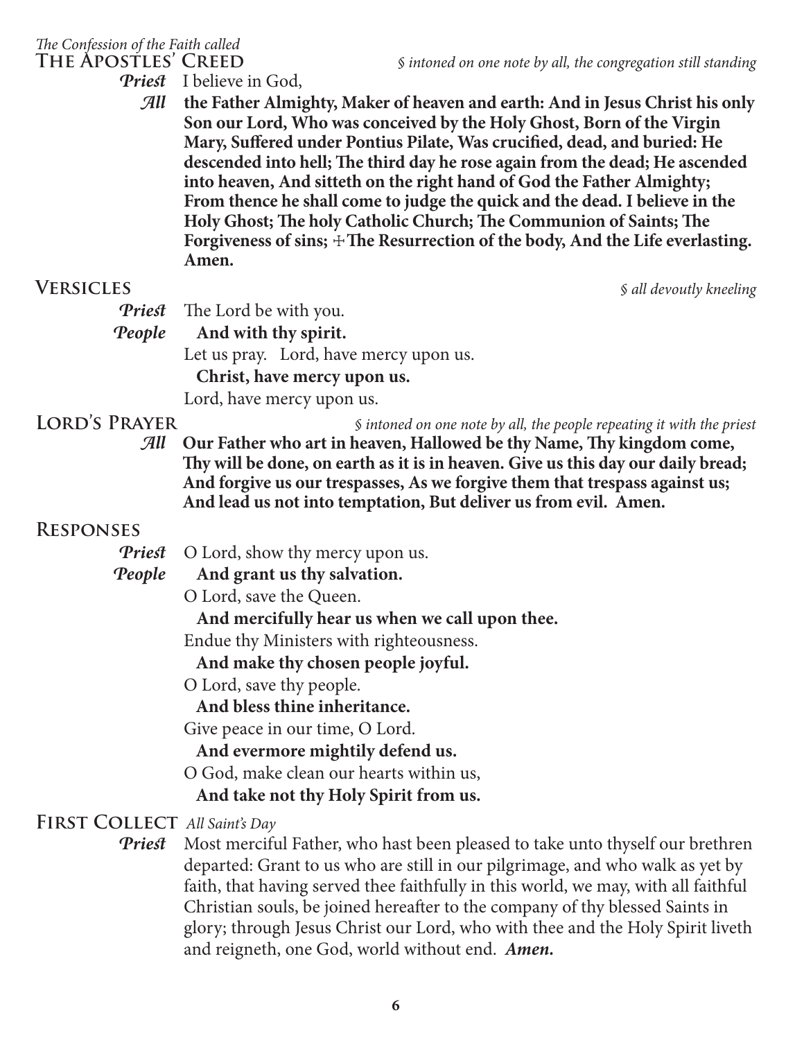*The Confession of the Faith called*

## The Apostles' Creed

*§ intoned on one note by all, the congregation still standing*

***Priest*** I believe in God,

***All*** **the Father Almighty, Maker of heaven and earth: And in Jesus Christ his only Son our Lord, Who was conceived by the Holy Ghost, Born of the Virgin Mary, Suffered under Pontius Pilate, Was crucified, dead, and buried: He descended into hell; The third day he rose again from the dead; He ascended into heaven, And sitteth on the right hand of God the Father Almighty; From thence he shall come to judge the quick and the dead. I believe in the Holy Ghost; The holy Catholic Church; The Communion of Saints; The Forgiveness of sins; ☩The Resurrection of the body, And the Life everlasting. Amen.**

## Versicles

*§ all devoutly kneeling*

***Priest*** The Lord be with you.

***People*** **And with thy spirit.**

Let us pray. Lord, have mercy upon us.

**Christ, have mercy upon us.**

Lord, have mercy upon us.

## Lord's Prayer

*§ intoned on one note by all, the people repeating it with the priest*

***All*** **Our Father who art in heaven, Hallowed be thy Name, Thy kingdom come, Thy will be done, on earth as it is in heaven. Give us this day our daily bread; And forgive us our trespasses, As we forgive them that trespass against us; And lead us not into temptation, But deliver us from evil. Amen.**

## Responses

***Priest*** O Lord, show thy mercy upon us.

***People*** **And grant us thy salvation.**

O Lord, save the Queen.

**And mercifully hear us when we call upon thee.**

Endue thy Ministers with righteousness.

**And make thy chosen people joyful.**

O Lord, save thy people.

**And bless thine inheritance.**

Give peace in our time, O Lord.

**And evermore mightily defend us.**

O God, make clean our hearts within us,

**And take not thy Holy Spirit from us.**

## First Collect *All Saint's Day*

***Priest*** Most merciful Father, who hast been pleased to take unto thyself our brethren departed: Grant to us who are still in our pilgrimage, and who walk as yet by faith, that having served thee faithfully in this world, we may, with all faithful Christian souls, be joined hereafter to the company of thy blessed Saints in glory; through Jesus Christ our Lord, who with thee and the Holy Spirit liveth and reigneth, one God, world without end. ***Amen.***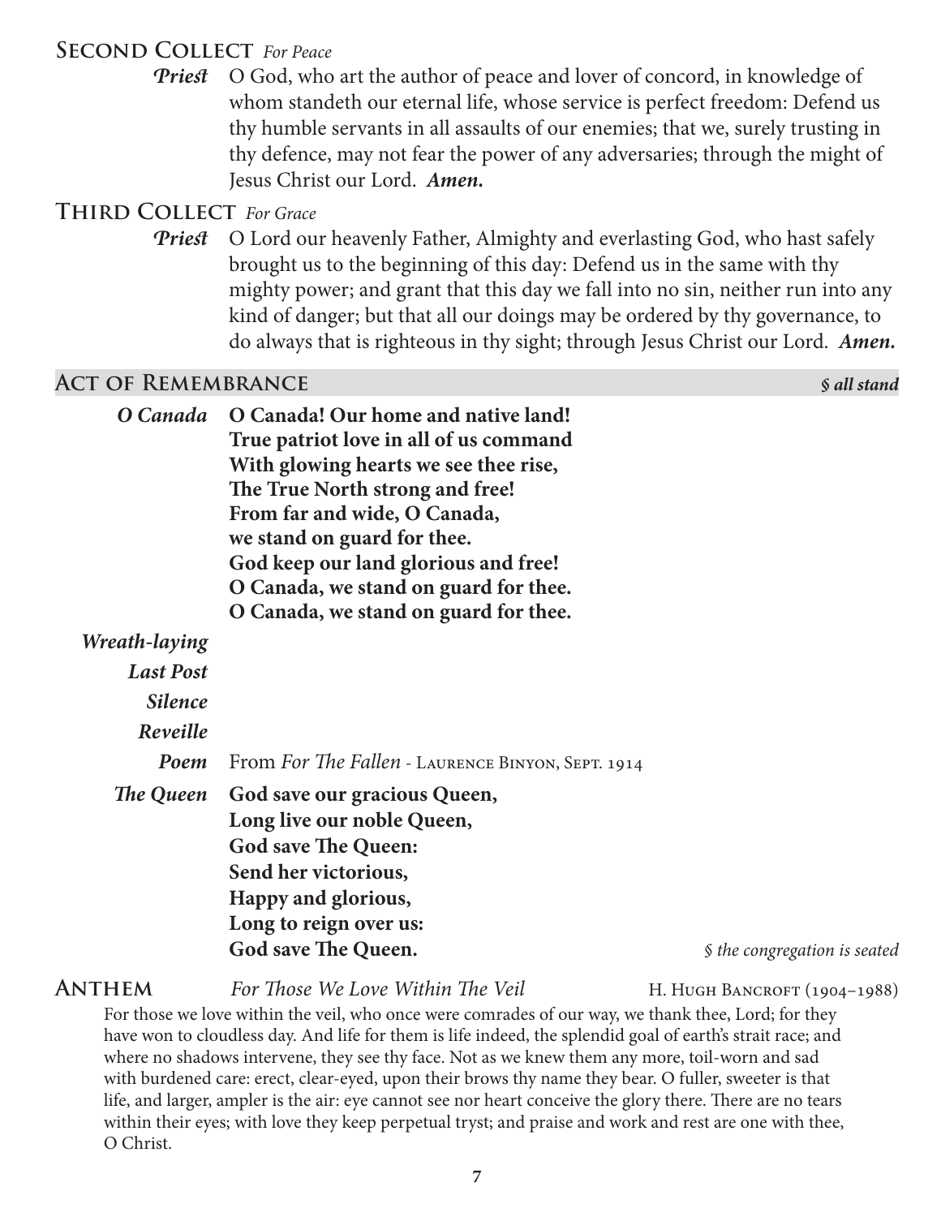## Second Collect *For Peace*

***Priest*** O God, who art the author of peace and lover of concord, in knowledge of whom standeth our eternal life, whose service is perfect freedom: Defend us thy humble servants in all assaults of our enemies; that we, surely trusting in thy defence, may not fear the power of any adversaries; through the might of Jesus Christ our Lord. ***Amen.***

## Third Collect *For Grace*

***Priest*** O Lord our heavenly Father, Almighty and everlasting God, who hast safely brought us to the beginning of this day: Defend us in the same with thy mighty power; and grant that this day we fall into no sin, neither run into any kind of danger; but that all our doings may be ordered by thy governance, to do always that is righteous in thy sight; through Jesus Christ our Lord. ***Amen.***

## Act of Remembrance *§ all stand*

***O Canada***

**O Canada! Our home and native land!**
**True patriot love in all of us command**
**With glowing hearts we see thee rise,**
**The True North strong and free!**
**From far and wide, O Canada,**
**we stand on guard for thee.**
**God keep our land glorious and free!**
**O Canada, we stand on guard for thee.**
**O Canada, we stand on guard for thee.**

***Wreath-laying***

***Last Post***

***Silence***

***Reveille***

***Poem*** From *For The Fallen* - Laurence Binyon, Sept. 1914

***The Queen***

**God save our gracious Queen,**
**Long live our noble Queen,**
**God save The Queen:**
**Send her victorious,**
**Happy and glorious,**
**Long to reign over us:**
**God save The Queen.** *§ the congregation is seated*

## Anthem *For Those We Love Within The Veil* H. Hugh Bancroft (1904–1988)

For those we love within the veil, who once were comrades of our way, we thank thee, Lord; for they have won to cloudless day. And life for them is life indeed, the splendid goal of earth's strait race; and where no shadows intervene, they see thy face. Not as we knew them any more, toil-worn and sad with burdened care: erect, clear-eyed, upon their brows thy name they bear. O fuller, sweeter is that life, and larger, ampler is the air: eye cannot see nor heart conceive the glory there. There are no tears within their eyes; with love they keep perpetual tryst; and praise and work and rest are one with thee, O Christ.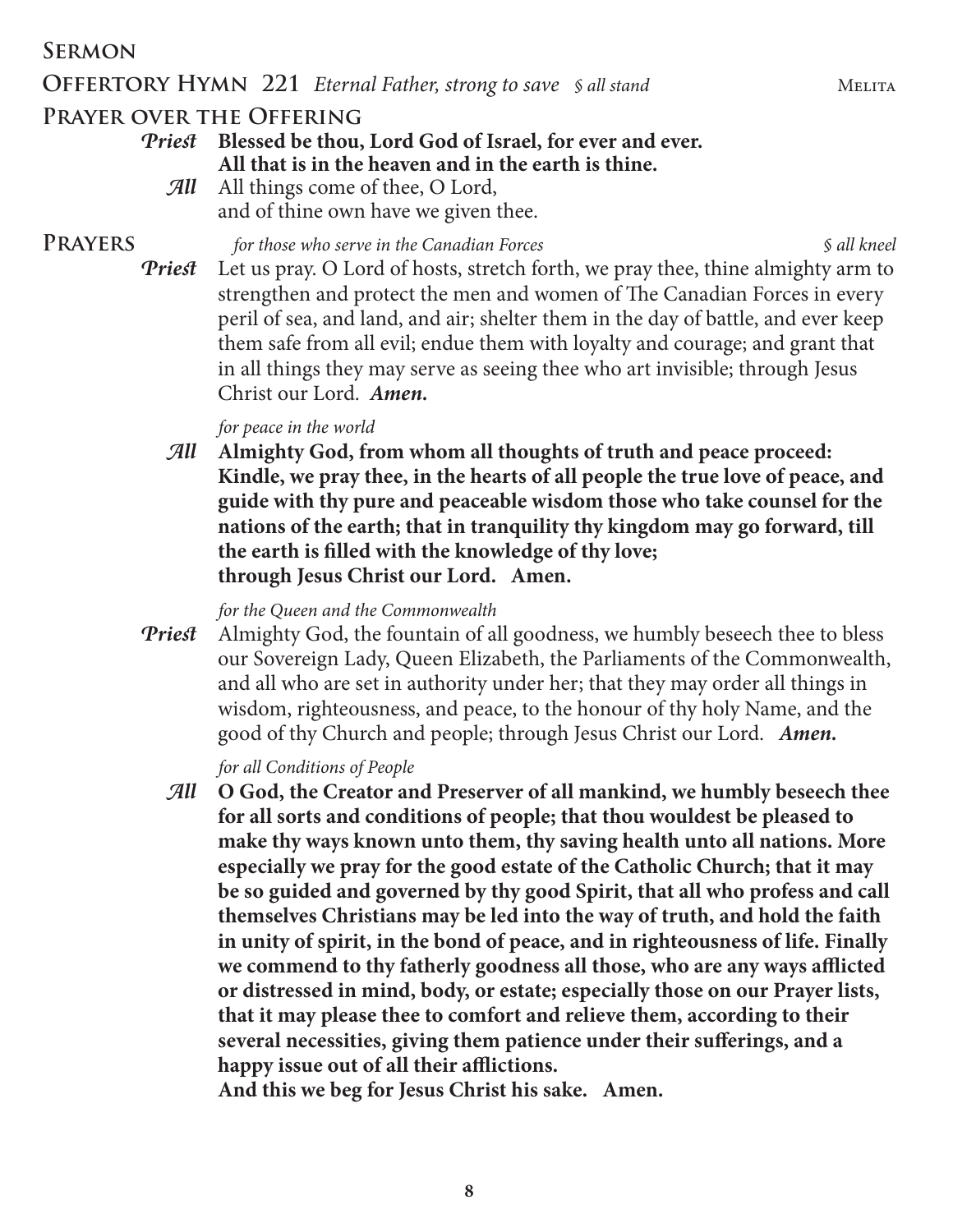## Sermon

## Offertory Hymn 221 *Eternal Father, strong to save* *§ all stand* Melita

## Prayer over the Offering

***Priest*** **Blessed be thou, Lord God of Israel, for ever and ever. All that is in the heaven and in the earth is thine.**

***All*** All things come of thee, O Lord, and of thine own have we given thee.

## Prayers

*for those who serve in the Canadian Forces* *§ all kneel*

***Priest*** Let us pray. O Lord of hosts, stretch forth, we pray thee, thine almighty arm to strengthen and protect the men and women of The Canadian Forces in every peril of sea, and land, and air; shelter them in the day of battle, and ever keep them safe from all evil; endue them with loyalty and courage; and grant that in all things they may serve as seeing thee who art invisible; through Jesus Christ our Lord. ***Amen.***

*for peace in the world*

***All*** **Almighty God, from whom all thoughts of truth and peace proceed: Kindle, we pray thee, in the hearts of all people the true love of peace, and guide with thy pure and peaceable wisdom those who take counsel for the nations of the earth; that in tranquility thy kingdom may go forward, till the earth is filled with the knowledge of thy love; through Jesus Christ our Lord. Amen.**

*for the Queen and the Commonwealth*

***Priest*** Almighty God, the fountain of all goodness, we humbly beseech thee to bless our Sovereign Lady, Queen Elizabeth, the Parliaments of the Commonwealth, and all who are set in authority under her; that they may order all things in wisdom, righteousness, and peace, to the honour of thy holy Name, and the good of thy Church and people; through Jesus Christ our Lord. ***Amen.***

*for all Conditions of People*

***All*** **O God, the Creator and Preserver of all mankind, we humbly beseech thee for all sorts and conditions of people; that thou wouldest be pleased to make thy ways known unto them, thy saving health unto all nations. More especially we pray for the good estate of the Catholic Church; that it may be so guided and governed by thy good Spirit, that all who profess and call themselves Christians may be led into the way of truth, and hold the faith in unity of spirit, in the bond of peace, and in righteousness of life. Finally we commend to thy fatherly goodness all those, who are any ways afflicted or distressed in mind, body, or estate; especially those on our Prayer lists, that it may please thee to comfort and relieve them, according to their several necessities, giving them patience under their sufferings, and a happy issue out of all their afflictions.
And this we beg for Jesus Christ his sake. Amen.**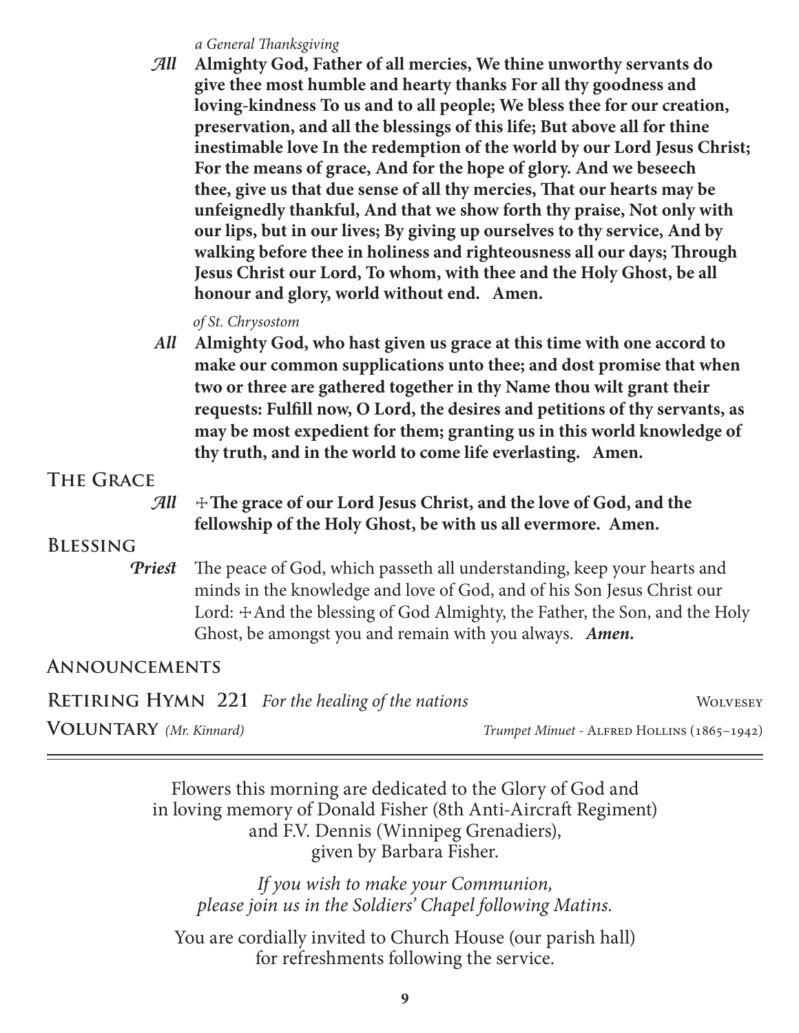*a General Thanksgiving*

*All* **Almighty God, Father of all mercies, We thine unworthy servants do give thee most humble and hearty thanks For all thy goodness and loving-kindness To us and to all people; We bless thee for our creation, preservation, and all the blessings of this life; But above all for thine inestimable love In the redemption of the world by our Lord Jesus Christ; For the means of grace, And for the hope of glory. And we beseech thee, give us that due sense of all thy mercies, That our hearts may be unfeignedly thankful, And that we show forth thy praise, Not only with our lips, but in our lives; By giving up ourselves to thy service, And by walking before thee in holiness and righteousness all our days; Through Jesus Christ our Lord, To whom, with thee and the Holy Ghost, be all honour and glory, world without end. Amen.**

*of St. Chrysostom*

*All* **Almighty God, who hast given us grace at this time with one accord to make our common supplications unto thee; and dost promise that when two or three are gathered together in thy Name thou wilt grant their requests: Fulfill now, O Lord, the desires and petitions of thy servants, as may be most expedient for them; granting us in this world knowledge of thy truth, and in the world to come life everlasting. Amen.**

## The Grace

*All* **✠ The grace of our Lord Jesus Christ, and the love of God, and the fellowship of the Holy Ghost, be with us all evermore. Amen.**

## Blessing

*Priest* The peace of God, which passeth all understanding, keep your hearts and minds in the knowledge and love of God, and of his Son Jesus Christ our Lord: ✠ And the blessing of God Almighty, the Father, the Son, and the Holy Ghost, be amongst you and remain with you always. ***Amen.***

## Announcements

**Retiring Hymn 221** *For the healing of the nations* — Wolvesey

**Voluntary** *(Mr. Kinnard)* — *Trumpet Minuet* - Alfred Hollins (1865–1942)

---

Flowers this morning are dedicated to the Glory of God and in loving memory of Donald Fisher (8th Anti-Aircraft Regiment) and F.V. Dennis (Winnipeg Grenadiers), given by Barbara Fisher.

*If you wish to make your Communion, please join us in the Soldiers' Chapel following Matins.*

You are cordially invited to Church House (our parish hall) for refreshments following the service.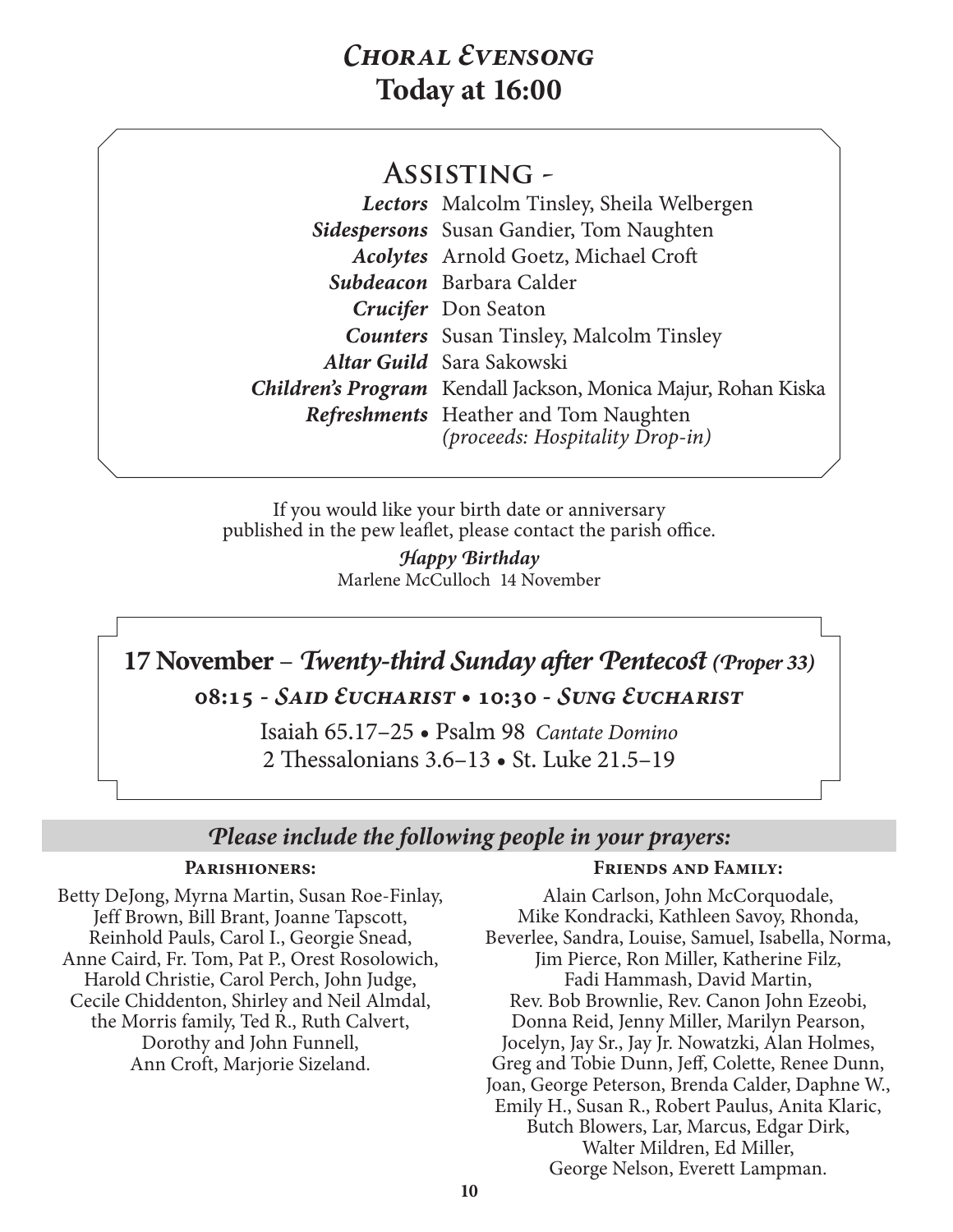# *Choral Evensong*
# **Today at 16:00**

## Assisting -

| | |
|---|---|
| ***Lectors*** | Malcolm Tinsley, Sheila Welbergen |
| ***Sidespersons*** | Susan Gandier, Tom Naughten |
| ***Acolytes*** | Arnold Goetz, Michael Croft |
| ***Subdeacon*** | Barbara Calder |
| ***Crucifer*** | Don Seaton |
| ***Counters*** | Susan Tinsley, Malcolm Tinsley |
| ***Altar Guild*** | Sara Sakowski |
| ***Children's Program*** | Kendall Jackson, Monica Majur, Rohan Kiska |
| ***Refreshments*** | Heather and Tom Naughten *(proceeds: Hospitality Drop-in)* |

If you would like your birth date or anniversary published in the pew leaflet, please contact the parish office.

***Happy Birthday***
Marlene McCulloch 14 November

## **17 November** – *Twenty-third Sunday after Pentecost (Proper 33)*

**08:15 - *Said Eucharist* • 10:30 - *Sung Eucharist***

Isaiah 65.17–25 • Psalm 98 *Cantate Domino*
2 Thessalonians 3.6–13 • St. Luke 21.5–19

## *Please include the following people in your prayers:*

**Parishioners:**

Betty DeJong, Myrna Martin, Susan Roe-Finlay, Jeff Brown, Bill Brant, Joanne Tapscott, Reinhold Pauls, Carol I., Georgie Snead, Anne Caird, Fr. Tom, Pat P., Orest Rosolowich, Harold Christie, Carol Perch, John Judge, Cecile Chiddenton, Shirley and Neil Almdal, the Morris family, Ted R., Ruth Calvert, Dorothy and John Funnell, Ann Croft, Marjorie Sizeland.

**Friends and Family:**

Alain Carlson, John McCorquodale, Mike Kondracki, Kathleen Savoy, Rhonda, Beverlee, Sandra, Louise, Samuel, Isabella, Norma, Jim Pierce, Ron Miller, Katherine Filz, Fadi Hammash, David Martin, Rev. Bob Brownlie, Rev. Canon John Ezeobi, Donna Reid, Jenny Miller, Marilyn Pearson, Jocelyn, Jay Sr., Jay Jr. Nowatzki, Alan Holmes, Greg and Tobie Dunn, Jeff, Colette, Renee Dunn, Joan, George Peterson, Brenda Calder, Daphne W., Emily H., Susan R., Robert Paulus, Anita Klaric, Butch Blowers, Lar, Marcus, Edgar Dirk, Walter Mildren, Ed Miller, George Nelson, Everett Lampman.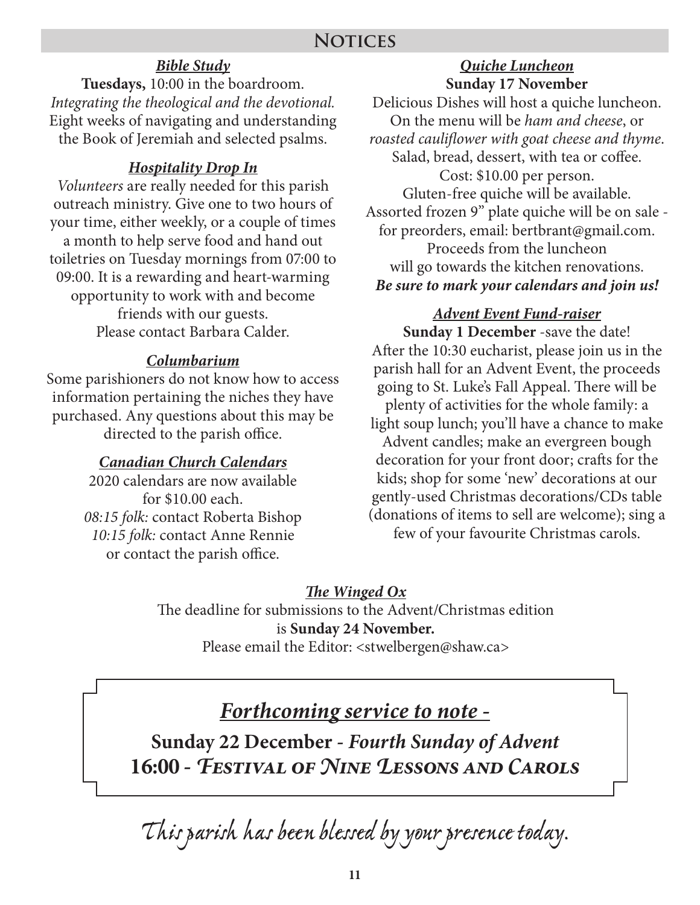## Notices

### ***Bible Study***

**Tuesdays,** 10:00 in the boardroom.
*Integrating the theological and the devotional.*
Eight weeks of navigating and understanding the Book of Jeremiah and selected psalms.

### ***Hospitality Drop In***

*Volunteers* are really needed for this parish outreach ministry. Give one to two hours of your time, either weekly, or a couple of times a month to help serve food and hand out toiletries on Tuesday mornings from 07:00 to 09:00. It is a rewarding and heart-warming opportunity to work with and become friends with our guests.
Please contact Barbara Calder.

### ***Columbarium***

Some parishioners do not know how to access information pertaining the niches they have purchased. Any questions about this may be directed to the parish office.

### ***Canadian Church Calendars***

2020 calendars are now available for $10.00 each.
*08:15 folk:* contact Roberta Bishop
*10:15 folk:* contact Anne Rennie
or contact the parish office.

### ***Quiche Luncheon***

**Sunday 17 November**

Delicious Dishes will host a quiche luncheon. On the menu will be *ham and cheese*, or *roasted cauliflower with goat cheese and thyme*.
Salad, bread, dessert, with tea or coffee.
Cost: $10.00 per person.
Gluten-free quiche will be available.
Assorted frozen 9" plate quiche will be on sale - for preorders, email: bertbrant@gmail.com.
Proceeds from the luncheon will go towards the kitchen renovations.
***Be sure to mark your calendars and join us!***

### ***Advent Event Fund-raiser***

**Sunday 1 December** -save the date!
After the 10:30 eucharist, please join us in the parish hall for an Advent Event, the proceeds going to St. Luke's Fall Appeal. There will be plenty of activities for the whole family: a light soup lunch; you'll have a chance to make Advent candles; make an evergreen bough decoration for your front door; crafts for the kids; shop for some 'new' decorations at our gently-used Christmas decorations/CDs table (donations of items to sell are welcome); sing a few of your favourite Christmas carols.

### ***The Winged Ox***

The deadline for submissions to the Advent/Christmas edition is **Sunday 24 November.**
Please email the Editor: <stwelbergen@shaw.ca>

## *Forthcoming service to note -*

**Sunday 22 December - *Fourth Sunday of Advent***
**16:00 - *Festival of Nine Lessons and Carols***

*This parish has been blessed by your presence today.*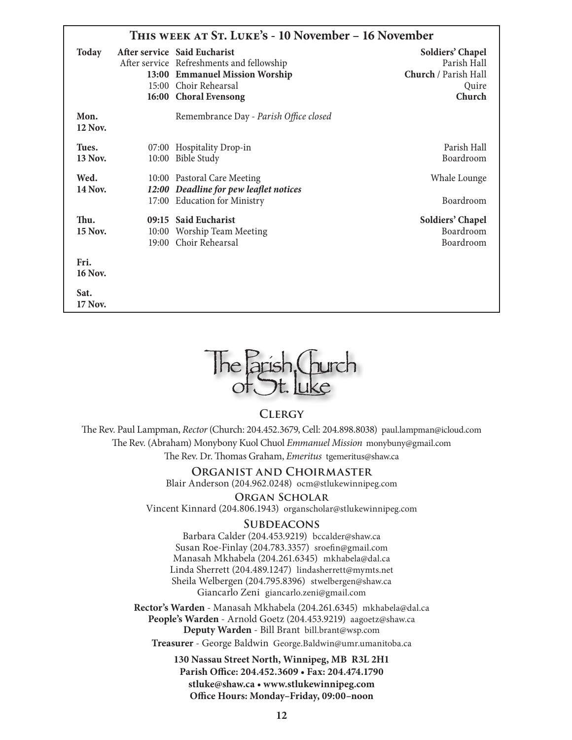## This week at St. Luke's - 10 November – 16 November

| | | | |
|---|---|---|---|
| **Today** | **After service** | **Said Eucharist** | **Soldiers' Chapel** |
| | After service | Refreshments and fellowship | Parish Hall |
| | **13:00** | **Emmanuel Mission Worship** | **Church** / Parish Hall |
| | 15:00 | Choir Rehearsal | Quire |
| | **16:00** | **Choral Evensong** | **Church** |
| **Mon. 12 Nov.** | | Remembrance Day - *Parish Office closed* | |
| **Tues. 13 Nov.** | 07:00 | Hospitality Drop-in | Parish Hall |
| | 10:00 | Bible Study | Boardroom |
| **Wed. 14 Nov.** | 10:00 | Pastoral Care Meeting | Whale Lounge |
| | ***12:00*** | ***Deadline for pew leaflet notices*** | |
| | 17:00 | Education for Ministry | Boardroom |
| **Thu. 15 Nov.** | **09:15** | **Said Eucharist** | **Soldiers' Chapel** |
| | 10:00 | Worship Team Meeting | Boardroom |
| | 19:00 | Choir Rehearsal | Boardroom |
| **Fri. 16 Nov.** | | | |
| **Sat. 17 Nov.** | | | |

# The Parish Church of St. Luke

## Clergy

The Rev. Paul Lampman, *Rector* (Church: 204.452.3679, Cell: 204.898.8038) paul.lampman@icloud.com
The Rev. (Abraham) Monybony Kuol Chuol *Emmanuel Mission* monybuny@gmail.com
The Rev. Dr. Thomas Graham, *Emeritus* tgemeritus@shaw.ca

## Organist and Choirmaster

Blair Anderson (204.962.0248) ocm@stlukewinnipeg.com

## Organ Scholar

Vincent Kinnard (204.806.1943) organscholar@stlukewinnipeg.com

## Subdeacons

Barbara Calder (204.453.9219) bccalder@shaw.ca
Susan Roe-Finlay (204.783.3357) sroefin@gmail.com
Manasah Mkhabela (204.261.6345) mkhabela@dal.ca
Linda Sherrett (204.489.1247) lindasherrett@mymts.net
Sheila Welbergen (204.795.8396) stwelbergen@shaw.ca
Giancarlo Zeni giancarlo.zeni@gmail.com

**Rector's Warden** - Manasah Mkhabela (204.261.6345) mkhabela@dal.ca
**People's Warden** - Arnold Goetz (204.453.9219) aagoetz@shaw.ca
**Deputy Warden** - Bill Brant bill.brant@wsp.com
**Treasurer** - George Baldwin George.Baldwin@umr.umanitoba.ca

**130 Nassau Street North, Winnipeg, MB R3L 2H1**
**Parish Office: 204.452.3609 • Fax: 204.474.1790**
**stluke@shaw.ca • www.stlukewinnipeg.com**
**Office Hours: Monday–Friday, 09:00–noon**